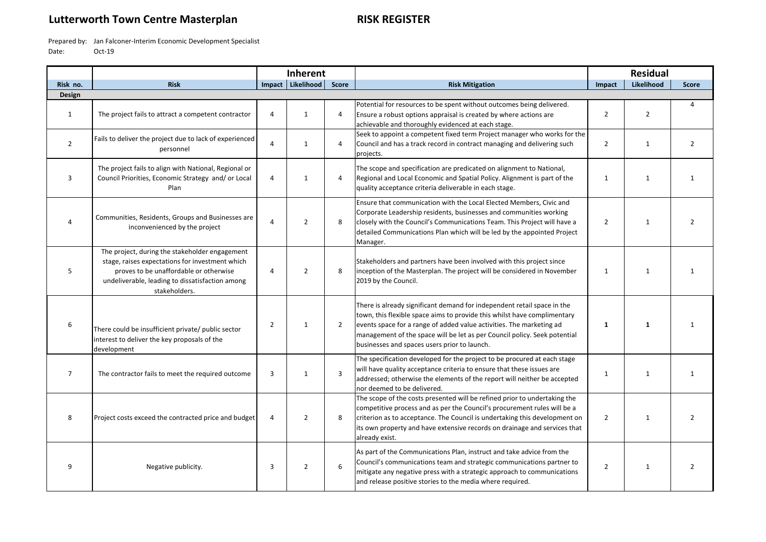# Lutterworth Town Centre Masterplan

# RISK REGISTER

Prepared by: Jan Falconer-Interim Economic Development Specialist

Date: Oct-19

| | | Inherent | | | | Residual | | |
|---|---|---|---|---|---|---|---|---|
| Risk no. | Risk | Impact | Likelihood | Score | Risk Mitigation | Impact | Likelihood | Score |
| **Design** | | | | | | | | |
| 1 | The project fails to attract a competent contractor | 4 | 1 | 4 | Potential for resources to be spent without outcomes being delivered. Ensure a robust options appraisal is created by where actions are achievable and thoroughly evidenced at each stage. | 2 | 2 | 4 |
| 2 | Fails to deliver the project due to lack of experienced personnel | 4 | 1 | 4 | Seek to appoint a competent fixed term Project manager who works for the Council and has a track record in contract managing and delivering such projects. | 2 | 1 | 2 |
| 3 | The project fails to align with National, Regional or Council Priorities, Economic Strategy and/ or Local Plan | 4 | 1 | 4 | The scope and specification are predicated on alignment to National, Regional and Local Economic and Spatial Policy. Alignment is part of the quality acceptance criteria deliverable in each stage. | 1 | 1 | 1 |
| 4 | Communities, Residents, Groups and Businesses are inconvenienced by the project | 4 | 2 | 8 | Ensure that communication with the Local Elected Members, Civic and Corporate Leadership residents, businesses and communities working closely with the Council's Communications Team. This Project will have a detailed Communications Plan which will be led by the appointed Project Manager. | 2 | 1 | 2 |
| 5 | The project, during the stakeholder engagement stage, raises expectations for investment which proves to be unaffordable or otherwise undeliverable, leading to dissatisfaction among stakeholders. | 4 | 2 | 8 | Stakeholders and partners have been involved with this project since inception of the Masterplan. The project will be considered in November 2019 by the Council. | 1 | 1 | 1 |
| 6 | There could be insufficient private/ public sector interest to deliver the key proposals of the development | 2 | 1 | 2 | There is already significant demand for independent retail space in the town, this flexible space aims to provide this whilst have complimentary events space for a range of added value activities. The marketing ad management of the space will be let as per Council policy. Seek potential businesses and spaces users prior to launch. | **1** | **1** | 1 |
| 7 | The contractor fails to meet the required outcome | 3 | 1 | 3 | The specification developed for the project to be procured at each stage will have quality acceptance criteria to ensure that these issues are addressed; otherwise the elements of the report will neither be accepted nor deemed to be delivered. | 1 | 1 | 1 |
| 8 | Project costs exceed the contracted price and budget | 4 | 2 | 8 | The scope of the costs presented will be refined prior to undertaking the competitive process and as per the Council's procurement rules will be a criterion as to acceptance. The Council is undertaking this development on its own property and have extensive records on drainage and services that already exist. | 2 | 1 | 2 |
| 9 | Negative publicity. | 3 | 2 | 6 | As part of the Communications Plan, instruct and take advice from the Council's communications team and strategic communications partner to mitigate any negative press with a strategic approach to communications and release positive stories to the media where required. | 2 | 1 | 2 |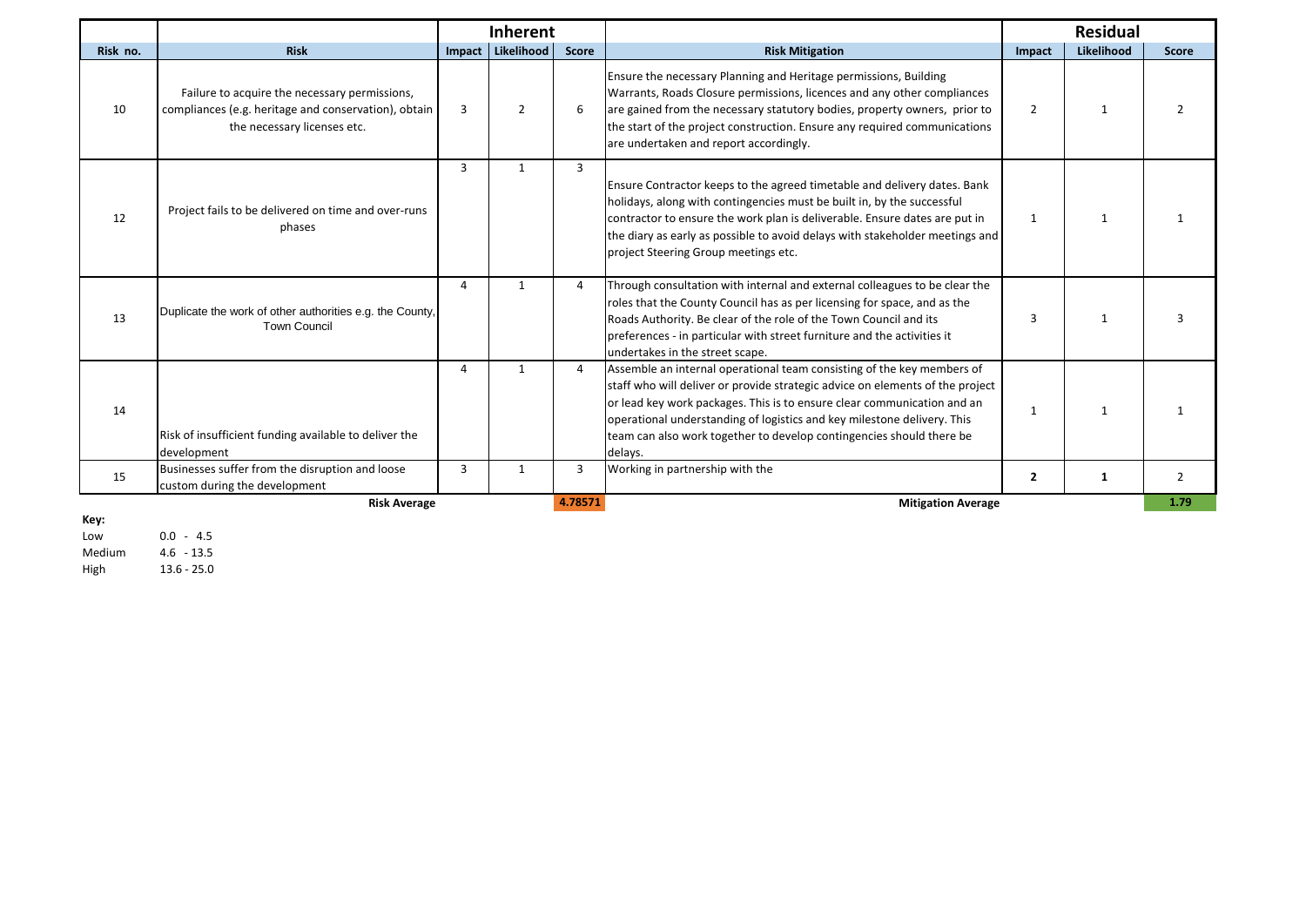| | | Inherent | | | | Residual | | |
|---|---|---|---|---|---|---|---|---|
| **Risk no.** | **Risk** | **Impact** | **Likelihood** | **Score** | **Risk Mitigation** | **Impact** | **Likelihood** | **Score** |
| 10 | Failure to acquire the necessary permissions, compliances (e.g. heritage and conservation), obtain the necessary licenses etc. | 3 | 2 | 6 | Ensure the necessary Planning and Heritage permissions, Building Warrants, Roads Closure permissions, licences and any other compliances are gained from the necessary statutory bodies, property owners, prior to the start of the project construction. Ensure any required communications are undertaken and report accordingly. | 2 | 1 | 2 |
| 12 | Project fails to be delivered on time and over-runs phases | 3 | 1 | 3 | Ensure Contractor keeps to the agreed timetable and delivery dates. Bank holidays, along with contingencies must be built in, by the successful contractor to ensure the work plan is deliverable. Ensure dates are put in the diary as early as possible to avoid delays with stakeholder meetings and project Steering Group meetings etc. | 1 | 1 | 1 |
| 13 | Duplicate the work of other authorities e.g. the County, Town Council | 4 | 1 | 4 | Through consultation with internal and external colleagues to be clear the roles that the County Council has as per licensing for space, and as the Roads Authority. Be clear of the role of the Town Council and its preferences - in particular with street furniture and the activities it undertakes in the street scape. | 3 | 1 | 3 |
| 14 | Risk of insufficient funding available to deliver the development | 4 | 1 | 4 | Assemble an internal operational team consisting of the key members of staff who will deliver or provide strategic advice on elements of the project or lead key work packages. This is to ensure clear communication and an operational understanding of logistics and key milestone delivery. This team can also work together to develop contingencies should there be delays. | 1 | 1 | 1 |
| 15 | Businesses suffer from the disruption and loose custom during the development | 3 | 1 | 3 | Working in partnership with the | **2** | **1** | 2 |
| | **Risk Average** | | | **4.78571** | **Mitigation Average** | | | **1.79** |

**Key:**

| | |
|---|---|
| Low | 0.0 - 4.5 |
| Medium | 4.6 - 13.5 |
| High | 13.6 - 25.0 |